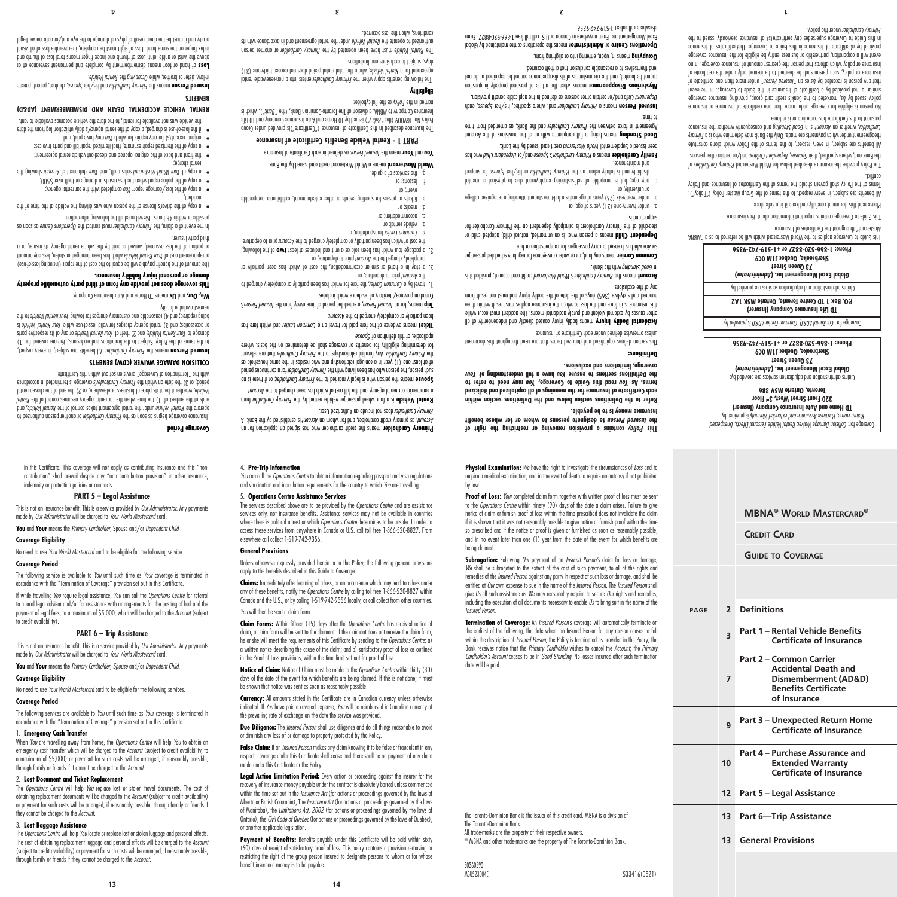# MBNA® World Mastercard®

## Credit Card

## Guide to Coverage

| PAGE | | |
|---|---|---|
| 2 | Definitions | |
| 3 | Part 1 – Rental Vehicle Benefits Certificate of Insurance | |
| 7 | Part 2 – Common Carrier Accidental Death and Dismemberment (AD&D) Benefits Certificate of Insurance | |
| 9 | Part 3 – Unexpected Return Home Certificate of Insurance | |
| 10 | Part 4 – Purchase Assurance and Extended Warranty Certificate of Insurance | |
| 12 | Part 5 – Legal Assistance | |
| 13 | Part 6—Trip Assistance | |
| 13 | General Provisions | |

*Coverage for: Collision Damage Waiver, Rental Vehicle Personal Effects, Unexpected Return Home, Purchase Assurance and Extended Warranty is provided by:*

**TD Home and Auto Insurance Company (Insurer)**
**320 Front Street West, 3rd Floor**
**Toronto, Ontario M5V 3B6**

Claims administration and adjudication services are provided by:

**Global Excel Management Inc. (Administrator)**
**73 Queen Street**
**Sherbrooke, Quebec J1M 0C9**
**Phone: 1-866-520-8827 or +1-519-742-9356**

*Coverage for: Car Rental AD&D, Common Carrier AD&D is provided by:*

**TD Life Insurance Company (Insurer)**
**P.O. Box 1 TD Centre Toronto, Ontario M5K 1A2**

Claims administration and adjudication services are provided by:

**Global Excel Management Inc. (Administrator)**
**73 Queen Street**
**Sherbrooke, Quebec J1M 0C9**
**Phone: 1-866-520-8827 or +1-519-742-9356**

This Guide to Coverage applies to the World Mastercard which will be referred to as a "MBNA Mastercard" throughout the Certificates of Insurance.

This Guide to Coverage contains important information about *Your* insurance.

Please read this document carefully and keep it in a safe place.

All benefits are subject, in every respect, to the terms of the Group Master Policy ("Policy"). Terms of the Policy shall govern should the terms of the Certificates of Insurance and Policy conflict.

The Policy provides the insurance described below for World Mastercard *Primary Cardholders* of the Bank and, where specified, their *Spouses*, *Dependent Children* and/or certain other persons. All benefits are subject, in every respect, to the terms of the Policy which alone constitute the agreement under which payments are made. Only the Bank may determine who is a *Primary Cardholder*, whether an *Account* is in *Good Standing* and consequently whether the insurance pursuant to this Certificate has come into or is in force.

No person is eligible for coverage under more than one certificate of insurance or insurance policy issued by *Us*, marketed to the Bank's credit card group, providing insurance coverage similar to that provided by a Certificate of Insurance in this Guide to Coverage. In the event that any person is recorded by *Us* as an "*Insured Person*" under more than one certificate of insurance or policy, such person shall be deemed to be insured only under the certificate of insurance or policy which affords that person the greatest amount of insurance coverage. In no event will a corporation, partnership or business entity be eligible for the insurance coverage provided by a Certificate of Insurance in this Guide to Coverage. The Certificates of Insurance in this Guide to Coverage supersedes any certificate(s) of insurance previously issued to the *Primary Cardholder* under the policy.

**This *Policy* contains a provision removing or restricting the right of the *Insured Person* to designate persons to whom or for whose benefit insurance money is to be payable.**

**Refer to the Definitions section below and the Definitions section within each Certificate of Insurance for the meanings of all capitalized and italicized terms. As *You* read this Guide to Coverage, *You* may need to refer to the Definitions sections to ensure *You* have a full understanding of *Your* coverage, limitations and exclusions.**

**Definitions:**

This section defines capitalized and italicized terms that are used throughout this document unless otherwise defined under each Certificate of Insurance.

**Accidental Bodily Injury** means bodily injury caused directly and independently of all other causes by external violent and purely accidental means. The accident must occur while this insurance is in force and the loss to which the insurance applies must result within three hundred and sixty-five (365) days of the date of the bodily injury and must not result from any of the exclusions.

**Account** means the *Primary Cardholder's World Mastercard* credit card account, provided it is in *Good Standing* with the Bank.

**Common Carrier** means any land, air or water conveyance for regularly scheduled passenger service which is licensed to carry passengers for compensation or hire.

**Dependent Child** means a person who: is an unmarried, natural child, adopted child or step-child of the Primary Cardholder, is principally dependent on the Primary Cardholder for support and is;

a. under twenty-one (21) years of age, or
b. under twenty-six (26) years of age and is a full-time student attending a recognized college or university, or
c. any age, but is incapable of self-sustaining employment due to physical or mental disability and is totally reliant on the *Primary Cardholder* or his/her *Spouse* for support and maintenance.

**Family Cardholder** means a *Primary Cardholder's Spouse* and/or *Dependent Child* who has been issued a Supplemental *World Mastercard* credit card issued by the Bank.

**Good Standing** means being in full compliance with all of the provisions of the Account Agreement in force between the *Primary Cardholder* and the Bank, as amended from time to time.

**Insured Person** means a *Primary Cardholder* and, where specified, his/her *Spouse*, each *Dependent Child* and/or certain other persons as defined in the applicable benefit provision.

**Mysterious Disappearance** means when the article of personal property in question cannot be located, and the circumstances of its disappearance cannot be explained or do not lend themselves to a reasonable conclusion that a theft occurred.

**Occupying** means in, upon, entering into or alighting from.

**Operations Centre** or **Administrator** means the operations centre maintained by Global Excel Management Inc. From anywhere in Canada or U.S. call toll free 1-866-520-8827. From elsewhere call collect 1-519-742-9356.

**Primary Cardholder** means the credit cardholder who has signed an application for an *Account*, as primary credit cardholder, and for whom an *Account* is established by the Bank. A *Primary Cardholder* does not include an Authorized User.

**Rental Vehicle** is a four wheel passenger vehicle rented by the *Primary Cardholder* from a commercial car rental agency, and the full cost of which has been charged to the *Account*.

**Spouse** means the person who is legally married to the *Primary Cardholder*, or if there is no such person, the person who has been living with the *Primary Cardholder* in a conjugal relationship for a continuous period of at least one (1) year in the same household as the *Primary Cardholder*. Any familial relationship to the *Primary Cardholder* that are relevant for determining eligibility for benefits or coverage shall be determined on the basis, where applicable, of this definition of *Spouse*.

**Ticket** means evidence of the fare paid for travel on a *Common Carrier* and which fare has been partially or completely charged to the *Account*.

**Trip** means, for an *Insured Person*, a scheduled period of time away from the *Insured Person's* Canadian province/territory of residence which includes:

1. travel by a *Common Carrier*, the fare for which has been partially or completely charged to the *Account* prior to departure; or
2. a stay in a hotel or similar accommodation, the cost of which has been partially or completely charged to the *Account* prior to departure; or
3. a package tour which has been sold as a unit and includes at least **two** of the following, the cost of which has been partially or completely charged to the *Account* prior to departure:
   a. *Common Carrier* transportation, or
   b. vehicle rental, or
   c. accommodation, or
   d. meals; or
   e. tickets or passes for sporting events or other entertainment, exhibition or comparable event; or
   f. lessons; or
   g. the services of a guide.

**World Mastercard** means a World Mastercard credit card issued by the Bank.

**You** and **Your** mean the *Insured Person* as defined in each Certificate of Insurance.

## PART 1 - Rental Vehicle Benefits Certificate of Insurance

The insurance described in this Certificate of Insurance ("Certificate") is provided under Group Policy No. TGV009 (the "Policy") issued by TD Home and Auto Insurance Company and TD Life Insurance Company to MBNA, a division of The Toronto-Dominion Bank, (the "Bank"), which is named in the Policy as the Policyholder.

**Eligibility**

The following benefits apply when the *Primary Cardholder* enters into a non-renewable rental agreement for a *Rental Vehicle*, where the total rental period does not exceed thirty-one (31) days, subject to exclusions and limitations.

The *Rental Vehicle* must have been operated by the *Primary Cardholder* or another person authorized to operate the *Rental Vehicle* under the rental agreement and in accordance with its conditions, when the loss occurred.

**Coverage Period**

Insurance coverage begins as soon as the *Primary Cardholder* or another person authorized to operate the *Rental Vehicle* under the rental agreement takes control of the *Rental Vehicle*, and ends at the earliest of: 1) the time when the car rental agency assumes control of the *Rental Vehicle*, whether it be at its place of business or elsewhere; or 2) the end of the chosen rental period; or 3) the date on which the *Primary Cardholder's* coverage is terminated in accordance with the "Termination of Coverage" provision set out in this Certificate.

### COLLISION DAMAGE WAIVER (CDW) BENEFITS

**Insured Person** means the *Primary Cardholder*. All benefits are subject, in every respect, to the terms of the Policy. Subject to the limitations and exclusions, *You* are covered for: 1) damage to *Your Rental Vehicle*, 2) theft of *Your Rental Vehicle* or any of its respective parts or accessories; and 3) rental agency charges for valid loss-of-use while *Your Rental Vehicle* is being repaired; and 4) reasonable and customary charges for towing *Your Rental Vehicle* to the nearest available facility.

**We, Our,** and **Us** means TD Home and Auto Insurance Company.

**This coverage does not provide any form of third party automobile property damage or personal injury liability insurance.**

The amount of the benefit payable will be equal to the cost of the repair (including loss-of-use) or replacement cost of *Your Rental Vehicle* which has been damaged or stolen, less any amount or portion of the loss assumed, waived or paid by the vehicle rental agency, its insurer, or a third party insurer.

In the event of a claim, the *Primary Cardholder* must contact the *Operations Centre* as soon as possible or within 48 hours. We will need all the following information:

- a copy of the driver's license of the person who was driving the vehicle at the time of the accident;
- a copy of the loss/damage report *You* completed with the car rental agency;
- a copy of the police report when the loss results in damage or theft over $500;
- a copy of *Your World Mastercard* sales draft, and *Your* statement of *Account* showing the rental charge;
- the front and back of the original opened and closed-out vehicle rental agreement;
- a copy of the itemized repair estimate, final itemized repair bill and parts invoices;
- original receipt(s) for any repairs for which *You* may have paid; and
- if the loss-of-use is charged, a copy of the rental agency's daily utilization log from the date the vehicle was not available for rental, to the date the vehicle becomes available to rent.

### RENTAL VEHICLE ACCIDENTAL DEATH AND DISMEMBERMENT (AD&D) BENEFITS

**Insured Person** means the *Primary Cardholder* and his/her *Spouse*, children, parent, parent-in-law, sister or brother, while *Occupying* the *Rental Vehicle*.

**Loss** of hand or foot means dismemberment by complete and permanent severance at or above the wrist or ankle joint. Loss of thumb and index finger means total loss of thumb and index finger on the same hand. Loss of sight must be complete, irrecoverable loss of all visual acuity and it must be the direct result of physical damage to the eye and/or optic nerve. Legal

in this Certificate. This coverage will not apply as contributing insurance and this "non-contribution" shall prevail despite any "non contribution provision" in other insurance, indemnity or protection policies or contracts.

### PART 5 – Legal Assistance

This is not an insurance benefit. This is a service provided by *Our Administrator*. Any payments made by *Our Administrator* will be charged to *Your World Mastercard* card.

**You** and **Your** means the *Primary Cardholder*, Spouse and/or *Dependent Child*

**Coverage Eligibility**

No need to use *Your World Mastercard* card to be eligible for the following service.

**Coverage Period**

The following service is available to *You* until such time as *Your* coverage is terminated in accordance with the "Termination of Coverage" provision set out in this Certificate.

If while travelling *You* require legal assistance, *You* can call the *Operations Centre* for referral to a local legal advisor and/or for assistance with arrangements for the posting of bail and the payment of legal fees, to a maximum of $5,000, which will be charged to the *Account* (subject to credit availability).

### PART 6 – Trip Assistance

This is not an insurance benefit. This is a service provided by *Our Administrator*. Any payments made by *Our Administrator* will be charged to *Your World Mastercard* card.

**You** and **Your** means the *Primary Cardholder, Spouse* and/or *Dependent Child.*

**Coverage Eligibility**

No need to use *Your World Mastercard* card to be eligible for the following services.

**Coverage Period**

The following services are available to *You* until such time as *Your* coverage is terminated in accordance with the "Termination of Coverage" provision set out in this Certificate.

**1. Emergency Cash Transfer**

When *You* are travelling away from home, the *Operations Centre* will help *You* to obtain an emergency cash transfer which will be charged to the *Account* (subject to credit availability, to a maximum of $5,000) or payment for such costs will be arranged, if reasonably possible, through family or friends if it cannot be charged to the *Account*.

**2. Lost Document and Ticket Replacement**

The *Operations Centre* will help *You* replace lost or stolen travel documents. The cost of obtaining replacement documents will be charged to the *Account* (subject to credit availability) or payment for such costs will be arranged, if reasonably possible, through family or friends if they cannot be charged to the *Account*.

**3. Lost Baggage Assistance**

The *Operations Centre* will help *You* locate or replace lost or stolen luggage and personal effects. The cost of obtaining replacement luggage and personal effects will be charged to the *Account* (subject to credit availability) or payment for such costs will be arranged, if reasonably possible, through family or friends if they cannot be charged to the *Account*.

**4. Pre-Trip Information**

*You* can call the *Operations Centre* to obtain information regarding passport and visa regulations and vaccination and inoculation requirements for the country to which *You* are travelling.

**5. Operations Centre Assistance Services**

The services described above are to be provided by the *Operations Centre* and are assistance services only, not insurance benefits. Assistance services may not be available in countries where there is political unrest or which *Operations Centre* determines to be unsafe. In order to access these services from anywhere in Canada or U.S. call toll free 1-866-520-8827. From elsewhere call collect 1-519-742-9356.

### General Provisions

Unless otherwise expressly provided herein or in the Policy, the following general provisions apply to the benefits described in this Guide to Coverage:

**Claims:** Immediately after learning of a loss, or an occurrence which may lead to a loss under any of these benefits, notify the *Operations Centre* by calling toll free 1-866-520-8827 within Canada and the U.S., or by calling 1-519-742-9356 locally, or call collect from other countries.

*You* will then be sent a claim form.

**Claim Forms:** Within fifteen (15) days after the *Operations Centre* has received notice of claim, a claim form will be sent to the claimant. If the claimant does not receive the claim form, he or she will meet the requirements of this Certificate by sending to the *Operations Centre*: a) a written notice describing the cause of the claim; and b) satisfactory proof of loss as outlined in the Proof of Loss provisions, within the time limit set out for proof of loss.

**Notice of Claim:** Notice of Claim must be made to the *Operations Centre* within thirty (30) days of the date of the event for which benefits are being claimed. If this is not done, it must be shown that notice was sent as soon as reasonably possible.

**Currency:** All amounts stated in the Certificate are in Canadian currency unless otherwise indicated. If *You* have paid a covered expense, *You* will be reimbursed in Canadian currency at the prevailing rate of exchange on the date the service was provided.

**Due Diligence:** The *Insured Person* shall use diligence and do all things reasonable to avoid or diminish any loss of or damage to property protected by the Policy.

**False Claim:** If an *Insured Person* makes any claim knowing it to be false or fraudulent in any respect, coverage under this Certificate shall cease and there shall be no payment of any claim made under this Certificate or the Policy.

**Legal Action Limitation Period:** Every action or proceeding against the insurer for the recovery of insurance money payable under the contract is absolutely barred unless commenced within the time set out in the *Insurance Act* (for actions or proceedings governed by the laws of Alberta or British Columbia), The *Insurance Act* (for actions or proceedings governed by the laws of Manitoba), the *Limitations Act, 2002* (for actions or proceedings governed by the laws of Ontario), the *Civil Code of Quebec* (for actions or proceedings governed by the laws of Quebec), or another applicable legislation.

**Payment of Benefits:** Benefits payable under this Certificate will be paid within sixty (60) days of receipt of satisfactory proof of loss. This policy contains a provision removing or restricting the right of the group person insured to designate persons to whom or for whose benefit insurance money is to be payable.

**Physical Examination:** *We* have the right to investigate the circumstances of *Loss* and to require a medical examination; and in the event of death to require an autopsy if not prohibited by law.

**Proof of Loss:** *Your* completed claim form together with written proof of loss must be sent to the *Operations Centre* within ninety (90) days of the date a claim arises. Failure to give notice of claim or furnish proof of loss within the time prescribed does not invalidate the claim if it is shown that it was not reasonably possible to give notice or furnish proof within the time so prescribed and if the notice or proof is given or furnished as soon as reasonably possible, and in no event later than one (1) year from the date of the event for which benefits are being claimed.

**Subrogation:** Following *Our* payment of an *Insured Person's* claim for loss or damage, *We* shall be subrogated to the extent of the cost of such payment, to all of the rights and remedies of the *Insured Person* against any party in respect of such loss or damage, and shall be entitled at *Our* own expense to sue in the name of the *Insured Person*. The *Insured Person* shall give *Us* all such assistance as *We* may reasonably require to secure *Our* rights and remedies, including the execution of all documents necessary to enable *Us* to bring suit in the name of the *Insured Person*.

**Termination of Coverage:** An *Insured Person's* coverage will automatically terminate on the earliest of the following, the date when: an Insured Person for any reason ceases to fall within the description of *Insured Person*; the Policy is terminated as provided in the Policy; the Bank receives notice that the *Primary Cardholder* wishes to cancel the *Account*; the *Primary Cardholder's Account* ceases to be in *Good Standing*. No losses incurred after such termination date will be paid.

The Toronto-Dominion Bank is the issuer of this credit card. MBNA is a division of The Toronto-Dominion Bank.
All trade-marks are the property of their respective owners.
® MBNA and other trade-marks are the property of The Toronto-Dominion Bank.

50360590
MGU523004E
533416(0821)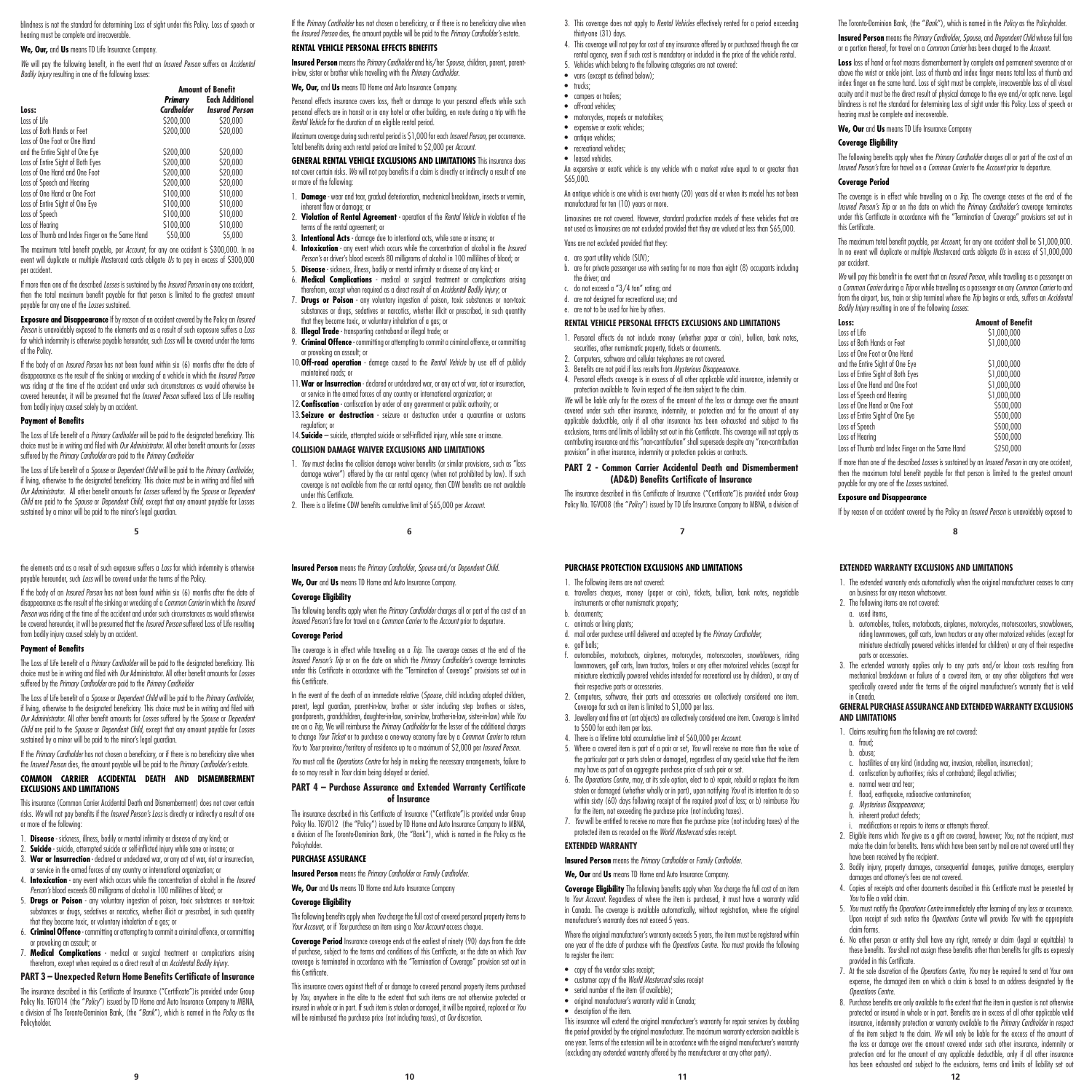blindness is not the standard for determining Loss of sight under this Policy. Loss of speech or hearing must be complete and irrecoverable.

**We, Our,** and **Us** means TD Life Insurance Company.

*We* will pay the following benefit, in the event that an *Insured Person* suffers an *Accidental Bodily Injury* resulting in one of the following losses:

| Loss: | Amount of Benefit Primary Cardholder | Each Additional Insured Person |
|---|---|---|
| Loss of Life | $200,000 | $20,000 |
| Loss of Both Hands or Feet | $200,000 | $20,000 |
| Loss of One Foot or One Hand and the Entire Sight of One Eye | $200,000 | $20,000 |
| Loss of Entire Sight of Both Eyes | $200,000 | $20,000 |
| Loss of One Hand and One Foot | $200,000 | $20,000 |
| Loss of Speech and Hearing | $200,000 | $20,000 |
| Loss of One Hand or One Foot | $100,000 | $10,000 |
| Loss of Entire Sight of One Eye | $100,000 | $10,000 |
| Loss of Speech | $100,000 | $10,000 |
| Loss of Hearing | $100,000 | $10,000 |
| Loss of Thumb and Index Finger on the Same Hand | $50,000 | $5,000 |

The maximum total benefit payable, per *Account*, for any one accident is $300,000. In no event will duplicate or multiple Mastercard cards obligate *Us* to pay in excess of $300,000 per accident.

If more than one of the described *Losses* is sustained by the *Insured Person* in any one accident, then the total maximum benefit payable for that person is limited to the greatest amount payable for any one of the *Losses* sustained.

**Exposure and Disappearance** If by reason of an accident covered by the Policy an *Insured Person* is unavoidably exposed to the elements and as a result of such exposure suffers a *Loss* for which indemnity is otherwise payable hereunder, such *Loss* will be covered under the terms of the Policy.

If the body of an *Insured Person* has not been found within six (6) months after the date of disappearance as the result of the sinking or wrecking of a vehicle in which the *Insured Person* was riding at the time of the accident and under such circumstances as would otherwise be covered hereunder, it will be presumed that the *Insured Person* suffered Loss of Life resulting from bodily injury caused solely by an accident.

### Payment of Benefits

The Loss of Life benefit of a *Primary Cardholder* will be paid to the designated beneficiary. This choice must be in writing and filed with *Our Administrator*. All other benefit amounts for *Losses* suffered by the *Primary Cardholder* are paid to the *Primary Cardholder*

The Loss of Life benefit of a *Spouse* or *Dependent Child* will be paid to the *Primary Cardholder*, if living, otherwise to the designated beneficiary. This choice must be in writing and filed with *Our Administrator*. All other benefit amounts for *Losses* suffered by the *Spouse* or *Dependent Child* are paid to the *Spouse* or *Dependent Child*, except that any amount payable for Losses sustained by a minor will be paid to the minor's legal guardian.

If the *Primary Cardholder* has not chosen a beneficiary, or if there is no beneficiary alive when the *Insured Person* dies, the amount payable will be paid to the *Primary Cardholder's* estate.

### RENTAL VEHICLE PERSONAL EFFECTS BENEFITS

**Insured Person** means the *Primary Cardholder* and his/her *Spouse*, children, parent, parent-in-law, sister or brother while travelling with the *Primary Cardholder*.

**We, Our,** and **Us** means TD Home and Auto Insurance Company.

Personal effects insurance covers loss, theft or damage to your personal effects while such personal effects are in transit or in any hotel or other building, en route during a trip with the *Rental Vehicle* for the duration of an eligible rental period.

Maximum coverage during such rental period is $1,000 for each *Insured Person*, per occurrence. Total benefits during each rental period are limited to $2,000 per *Account*.

**GENERAL RENTAL VEHICLE EXCLUSIONS AND LIMITATIONS** This insurance does not cover certain risks. *We* will not pay benefits if a claim is directly or indirectly a result of one or more of the following:

1. **Damage** - wear and tear, gradual deterioration, mechanical breakdown, insects or vermin, inherent flaw or damage; or
2. **Violation of Rental Agreement** - operation of the *Rental Vehicle* in violation of the terms of the rental agreement; or
3. **Intentional Acts** - damage due to intentional acts, while sane or insane; or
4. **Intoxication** - any event which occurs while the concentration of alcohol in the *Insured Person's* or driver's blood exceeds 80 milligrams of alcohol in 100 millilitres of blood; or
5. **Disease** - sickness, illness, bodily or mental infirmity or disease of any kind; or
6. **Medical Complications** - medical or surgical treatment or complications arising therefrom, except when required as a direct result of an *Accidental Bodily Injury*; or
7. **Drugs or Poison** - any voluntary ingestion of poison, toxic substances or non-toxic substances or drugs, sedatives or narcotics, whether illicit or prescribed, in such quantity that they become toxic, or voluntary inhalation of a gas; or
8. **Illegal Trade** - transporting contraband or illegal trade; or
9. **Criminal Offence** - committing or attempting to commit a criminal offence, or committing or provoking an assault; or
10. **Off-road operation** - damage caused to the *Rental Vehicle* by use off of publicly maintained roads; or
11. **War or Insurrection** - declared or undeclared war, or any act of war, riot or insurrection, or service in the armed forces of any country or international organization; or
12. **Confiscation** - confiscation by order of any government or public authority; or
13. **Seizure or destruction** - seizure or destruction under a quarantine or customs regulation; or
14. **Suicide** – suicide, attempted suicide or self-inflicted injury, while sane or insane.

### COLLISION DAMAGE WAIVER EXCLUSIONS AND LIMITATIONS

1. *You* must decline the collision damage waiver benefits (or similar provisions, such as "loss damage waiver") offered by the car rental agency (when not prohibited by law). If such coverage is not available from the car rental agency, then CDW benefits are not available under this Certificate.
2. There is a lifetime CDW benefits cumulative limit of $65,000 per *Account*.
3. This coverage does not apply to *Rental Vehicles* effectively rented for a period exceeding thirty-one (31) days.
4. This coverage will not pay for cost of any insurance offered by or purchased through the car rental agency, even if such cost is mandatory or included in the price of the vehicle rental.
5. Vehicles which belong to the following categories are not covered:

- vans (except as defined below);
- trucks;
- campers or trailers;
- off-road vehicles;
- motorcycles, mopeds or motorbikes;
- expensive or exotic vehicles;
- antique vehicles;
- recreational vehicles;
- leased vehicles.

An expensive or exotic vehicle is any vehicle with a market value equal to or greater than $65,000.

An antique vehicle is one which is over twenty (20) years old or when its model has not been manufactured for ten (10) years or more.

Limousines are not covered. However, standard production models of these vehicles that are not used as limousines are not excluded provided that they are valued at less than $65,000.

Vans are not excluded provided that they:

a. are sport utility vehicle (SUV);
b. are for private passenger use with seating for no more than eight (8) occupants including the driver; and
c. do not exceed a "3/4 ton" rating; and
d. are not designed for recreational use; and
e. are not to be used for hire by others.

### RENTAL VEHICLE PERSONAL EFFECTS EXCLUSIONS AND LIMITATIONS

1. Personal effects do not include money (whether paper or coin), bullion, bank notes, securities, other numismatic property, tickets or documents.
2. Computers, software and cellular telephones are not covered.
3. Benefits are not paid if loss results from *Mysterious Disappearance*.
4. Personal effects coverage is in excess of all other applicable valid insurance, indemnity or protection available to *You* in respect of the item subject to the claim.

*We* will be liable only for the excess of the amount of the loss or damage over the amount covered under such other insurance, indemnity, or protection and for the amount of any applicable deductible, only if all other insurance has been exhausted and subject to the exclusions, terms and limits of liability set out in this Certificate. This coverage will not apply as contributing insurance and this "non-contribution" shall supersede despite any "non-contribution provision" in other insurance, indemnity or protection policies or contracts.

## PART 2 - Common Carrier Accidental Death and Dismemberment (AD&D) Benefits Certificate of Insurance

The insurance described in this Certificate of Insurance ("Certificate") is provided under Group Policy No. TGV008 (the "*Policy*") issued by TD Life Insurance Company to MBNA, a division of The Toronto-Dominion Bank, (the "*Bank*"), which is named in the *Policy* as the Policyholder.

**Insured Person** means the *Primary Cardholder*, *Spouse*, and *Dependent Child* whose full fare or a portion thereof, for travel on a *Common Carrier* has been charged to the *Account*.

**Loss** loss of hand or foot means dismemberment by complete and permanent severance at or above the wrist or ankle joint. Loss of thumb and index finger means total loss of thumb and index finger on the same hand. Loss of sight must be complete, irrecoverable loss of all visual acuity and it must be the direct result of physical damage to the eye and/or optic nerve. Legal blindness is not the standard for determining Loss of sight under this Policy. Loss of speech or hearing must be complete and irrecoverable.

**We, Our** and **Us** means TD Life Insurance Company

### Coverage Eligibility

The following benefits apply when the *Primary Cardholder* charges all or part of the cost of an *Insured Person's* fare for travel on a *Common Carrier* to the *Account* prior to departure.

### Coverage Period

The coverage is in effect while travelling on a *Trip*. The coverage ceases at the end of the *Insured Person's Trip* or on the date on which the *Primary Cardholder's* coverage terminates under this Certificate in accordance with the "Termination of Coverage" provisions set out in this Certificate.

The maximum total benefit payable, per *Account*, for any one accident shall be $1,000,000. In no event will duplicate or multiple Mastercard cards obligate *Us* in excess of $1,000,000 per accident.

*We* will pay this benefit in the event that an *Insured Person*, while travelling as a passenger on a *Common Carrier* during a *Trip* or while travelling as a passenger on any *Common Carrier* to and from the airport, bus, train or ship terminal where the *Trip* begins or ends, suffers an *Accidental Bodily Injury* resulting in one of the following *Losses*:

| Loss: | Amount of Benefit |
|---|---|
| Loss of Life | $1,000,000 |
| Loss of Both Hands or Feet | $1,000,000 |
| Loss of One Foot or One Hand and the Entire Sight of One Eye | $1,000,000 |
| Loss of Entire Sight of Both Eyes | $1,000,000 |
| Loss of One Hand and One Foot | $1,000,000 |
| Loss of Speech and Hearing | $1,000,000 |
| Loss of One Hand or One Foot | $500,000 |
| Loss of Entire Sight of One Eye | $500,000 |
| Loss of Speech | $500,000 |
| Loss of Hearing | $500,000 |
| Loss of Thumb and Index Finger on the Same Hand | $250,000 |

If more than one of the described *Losses* is sustained by an *Insured Person* in any one accident, then the maximum total benefit payable for that person is limited to the greatest amount payable for any one of the *Losses* sustained.

### Exposure and Disappearance

If by reason of an accident covered by the Policy an *Insured Person* is unavoidably exposed to the elements and as a result of such exposure suffers a *Loss* for which indemnity is otherwise payable hereunder, such *Loss* will be covered under the terms of the Policy.

If the body of an *Insured Person* has not been found within six (6) months after the date of disappearance as the result of the sinking or wrecking of a *Common Carrier* in which the *Insured Person* was riding at the time of the accident and under such circumstances as would otherwise be covered hereunder, it will be presumed that the *Insured Person* suffered Loss of Life resulting from bodily injury caused solely by an accident.

### Payment of Benefits

The Loss of Life benefit of a *Primary Cardholder* will be paid to the designated beneficiary. This choice must be in writing and filed with *Our* Administrator. All other benefit amounts for *Losses* suffered by the *Primary Cardholder* are paid to the *Primary Cardholder*

The Loss of Life benefit of a *Spouse* or *Dependent Child* will be paid to the *Primary Cardholder*, if living, otherwise to the designated beneficiary. This choice must be in writing and filed with *Our Administrator*. All other benefit amounts for *Losses* suffered by the *Spouse* or *Dependent Child* are paid to the *Spouse* or *Dependent Child*, except that any amount payable for Losses sustained by a minor will be paid to the minor's legal guardian.

If the *Primary Cardholder* has not chosen a beneficiary, or if there is no beneficiary alive when the *Insured Person* dies, the amount payable will be paid to the *Primary Cardholder's* estate.

### COMMON CARRIER ACCIDENTAL DEATH AND DISMEMBERMENT EXCLUSIONS AND LIMITATIONS

This insurance (Common Carrier Accidental Death and Dismemberment) does not cover certain risks. *We* will not pay benefits if the *Insured Person's Loss* is directly or indirectly a result of one or more of the following:

1. **Disease** - sickness, illness, bodily or mental infirmity or disease of any kind; or
2. **Suicide** - suicide, attempted suicide or self-inflicted injury while sane or insane; or
3. **War or Insurrection** - declared or undeclared war, or any act of war, riot or insurrection, or service in the armed forces of any country or international organization; or
4. **Intoxication** - any event which occurs while the concentration of alcohol in the *Insured Person's* blood exceeds 80 milligrams of alcohol in 100 millilitres of blood; or
5. **Drugs or Poison** - any voluntary ingestion of poison, toxic substances or non-toxic substances or drugs, sedatives or narcotics, whether illicit or prescribed, in such quantity that they become toxic, or voluntary inhalation of a gas; or
6. **Criminal Offence** - committing or attempting to commit a criminal offence, or committing or provoking an assault; or
7. **Medical Complications** - medical or surgical treatment or complications arising therefrom, except when required as a direct result of an *Accidental Bodily Injury*.

## PART 3 – Unexpected Return Home Benefits Certificate of Insurance

The insurance described in this Certificate of Insurance ("Certificate") is provided under Group Policy No. TGV014 (the "*Policy*") issued by TD Home and Auto Insurance Company to MBNA, a division of The Toronto-Dominion Bank, (the "*Bank*"), which is named in the *Policy* as the Policyholder.

**Insured Person** means the *Primary Cardholder*, *Spouse* and/or *Dependent Child*.

**We, Our** and **Us** means TD Home and Auto Insurance Company.

### Coverage Eligibility

The following benefits apply when the *Primary Cardholder* charges all or part of the cost of an *Insured Person's* fare for travel on a *Common Carrier* to the *Account* prior to departure.

### Coverage Period

The coverage is in effect while travelling on a *Trip*. The coverage ceases at the end of the *Insured Person's Trip* or on the date on which the *Primary Cardholder's* coverage terminates under this Certificate in accordance with the "Termination of Coverage" provisions set out in this Certificate.

In the event of the death of an immediate relative (*Spouse*, child including adopted children, parent, legal guardian, parent-in-law, brother or sister including step brothers or sisters, grandparents, grandchildren, daughter-in-law, son-in-law, brother-in-law, sister-in-law) while *You* are on a *Trip*, We will reimburse the *Primary Cardholder* for the lesser of the additional charges to change *Your Ticket* or to purchase a one-way economy fare by a *Common Carrier* to return *You* to *Your* province/territory of residence up to a maximum of $2,000 per *Insured Person*.

*You* must call the *Operations Centre* for help in making the necessary arrangements, failure to do so may result in *Your* claim being delayed or denied.

## PART 4 – Purchase Assurance and Extended Warranty Certificate of Insurance

The insurance described in this Certificate of Insurance ("Certificate") is provided under Group Policy No. TGV012 (the "Policy") issued by TD Home and Auto Insurance Company to MBNA, a division of The Toronto-Dominion Bank, (the "Bank"), which is named in the Policy as the Policyholder.

### PURCHASE ASSURANCE

**Insured Person** means the *Primary Cardholder* or *Family Cardholder*.

**We, Our** and **Us** means TD Home and Auto Insurance Company

### Coverage Eligibility

The following benefits apply when *You* charge the full cost of covered personal property items to *Your Account*, or if *You* purchase an item using a *Your Account* access cheque.

**Coverage Period** Insurance coverage ends at the earliest of ninety (90) days from the date of purchase, subject to the terms and conditions of this Certificate, or the date on which *Your* coverage is terminated in accordance with the "Termination of Coverage" provision set out in this Certificate.

This insurance covers against theft of or damage to covered personal property items purchased by *You*, anywhere in the elite to the extent that such items are not otherwise protected or insured in whole or in part. If such item is stolen or damaged, it will be repaired, replaced or *You* will be reimbursed the purchase price (not including taxes), at *Our* discretion.

### PURCHASE PROTECTION EXCLUSIONS AND LIMITATIONS

1. The following items are not covered:
   a. travellers cheques, money (paper or coin), tickets, bullion, bank notes, negotiable instruments or other numismatic property;
   b. documents;
   c. animals or living plants;
   d. mail order purchase until delivered and accepted by the *Primary Cardholder*;
   e. golf balls;
   f. automobiles, motorboats, airplanes, motorcycles, motorscooters, snowblowers, riding lawnmowers, golf carts, lawn tractors, trailers or any other motorized vehicles (except for miniature electrically powered vehicles intended for recreational use by children), or any of their respective parts or accessories.
2. Computers, software, their parts and accessories are collectively considered one item. Coverage for such an item is limited to $1,000 per loss.
3. Jewellery and fine art (art objects) are collectively considered one item. Coverage is limited to $500 for each item per loss.
4. There is a lifetime total accumulative limit of $60,000 per *Account*.
5. Where a covered item is part of a pair or set, *You* will receive no more than the value of the particular part or parts stolen or damaged, regardless of any special value that the item may have as part of an aggregate purchase price of such pair or set.
6. The *Operations Centre*, may, at its sole option, elect to a) repair, rebuild or replace the item stolen or damaged (whether wholly or in part), upon notifying *You* of its intention to do so within sixty (60) days following receipt of the required proof of loss; or b) reimburse *You* for the item, not exceeding the purchase price (not including taxes).
7. *You* will be entitled to receive no more than the purchase price (not including taxes) of the protected item as recorded on the *World Mastercard* sales receipt.

### EXTENDED WARRANTY

**Insured Person** means the *Primary Cardholder* or *Family Cardholder*.

**We, Our** and **Us** means TD Home and Auto Insurance Company.

**Coverage Eligibility** The following benefits apply when *You* charge the full cost of an item to *Your Account*. Regardless of where the item is purchased, it must have a warranty valid in Canada. The coverage is available automatically, without registration, where the original manufacturer's warranty does not exceed 5 years.

Where the original manufacturer's warranty exceeds 5 years, the item must be registered within one year of the date of purchase with the *Operations Centre*. *You* must provide the following to register the item:

- copy of the vendor sales receipt;
- customer copy of the *World Mastercard* sales receipt
- serial number of the item (if available);
- original manufacturer's warranty valid in Canada;
- description of the item.

This insurance will extend the original manufacturer's warranty for repair services by doubling the period provided by the original manufacturer. The maximum warranty extension available is one year. Terms of the extension will be in accordance with the original manufacturer's warranty (excluding any extended warranty offered by the manufacturer or any other party).

### EXTENDED WARRANTY EXCLUSIONS AND LIMITATIONS

1. The extended warranty ends automatically when the original manufacturer ceases to carry on business for any reason whatsoever.
2. The following items are not covered:
   a. used items,
   b. automobiles, trailers, motorboats, airplanes, motorcycles, motorscooters, snowblowers, riding lawnmowers, golf carts, lawn tractors or any other motorized vehicles (except for miniature electrically powered vehicles intended for children) or any of their respective parts or accessories.
3. The extended warranty applies only to any parts and/or labour costs resulting from mechanical breakdown or failure of a covered item, or any other obligations that were specifically covered under the terms of the original manufacturer's warranty that is valid in Canada.

### GENERAL PURCHASE ASSURANCE AND EXTENDED WARRANTY EXCLUSIONS AND LIMITATIONS

1. Claims resulting from the following are not covered:
   a. fraud;
   b. abuse;
   c. hostilities of any kind (including war, invasion, rebellion, insurrection);
   d. confiscation by authorities; risks of contraband; illegal activities;
   e. normal wear and tear;
   f. flood, earthquake, radioactive contamination;
   g. *Mysterious Disappearance*;
   h. inherent product defects;
   i. modifications or repairs to items or attempts thereof.
2. Eligible items which *You* give as a gift are covered, however; *You*, not the recipient, must make the claim for benefits. Items which have been sent by mail are not covered until they have been received by the recipient.
3. Bodily injury, property damages, consequential damages, punitive damages, exemplary damages and attorney's fees are not covered.
4. Copies of receipts and other documents described in this Certificate must be presented by *You* to file a valid claim.
5. *You* must notify the *Operations Centre* immediately after learning of any loss or occurrence. Upon receipt of such notice the *Operations Centre* will provide *You* with the appropriate claim forms.
6. No other person or entity shall have any right, remedy or claim (legal or equitable) to these benefits. *You* shall not assign these benefits other than benefits for gifts as expressly provided in this Certificate.
7. At the sole discretion of the *Operations Centre*, *You* may be required to send at Your own expense, the damaged item on which a claim is based to an address designated by the *Operations Centre*.
8. Purchase benefits are only available to the extent that the item in question is not otherwise protected or insured in whole or in part. Benefits are in excess of all other applicable valid insurance, indemnity protection or warranty available to the *Primary Cardholder* in respect of the item subject to the claim. *We* will only be liable for the excess of the amount of the loss or damage over the amount covered under such other insurance, indemnity or protection and for the amount of any applicable deductible, only if all other insurance has been exhausted and subject to the exclusions, terms and limits of liability set out